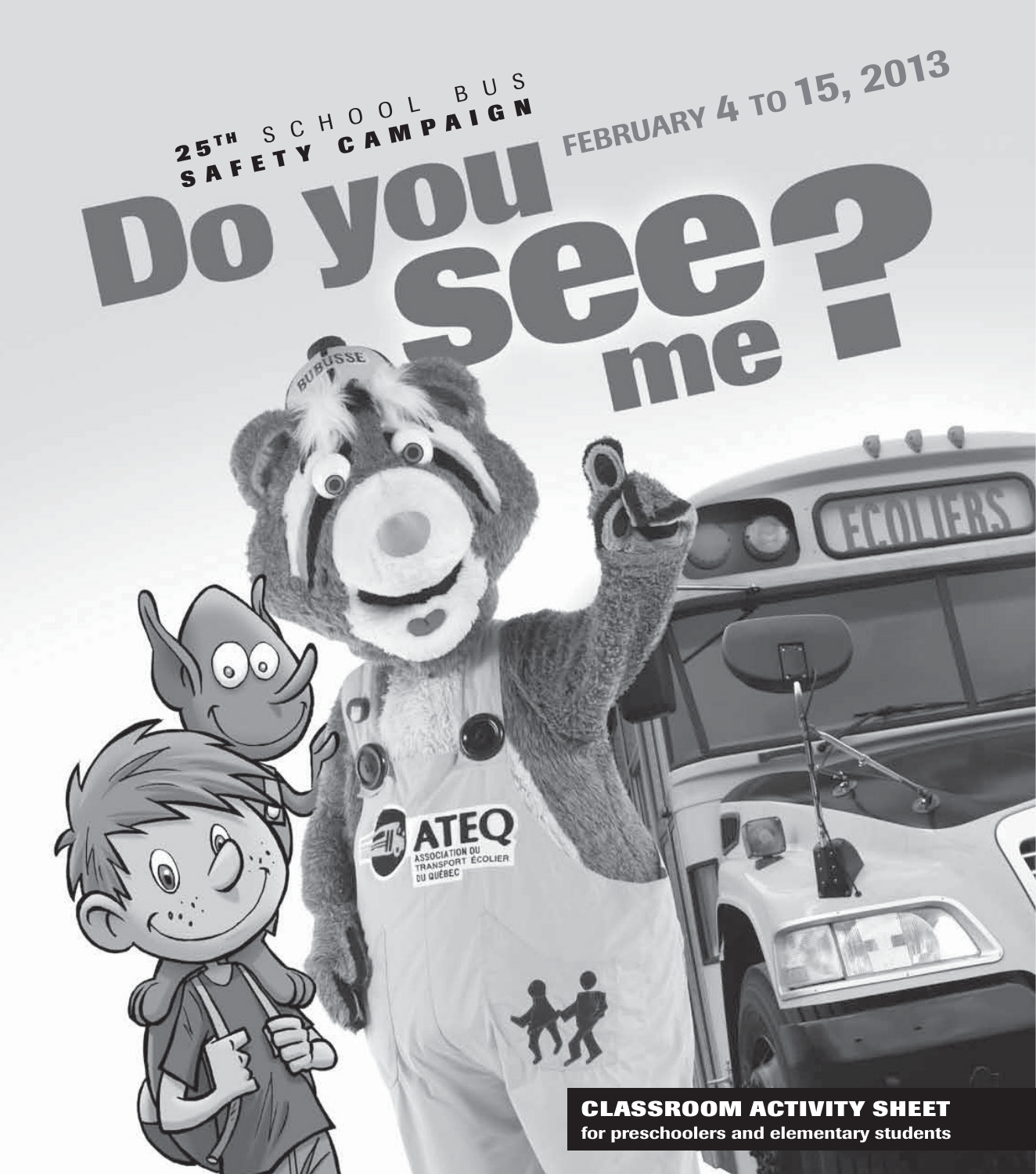25TH SCHOOL BUS SAFETY CAMPAIGN

FEBRUARY 4 TO 15, 2013

# Do you see me?

**CLASSROOM ACTIVITY SHEET**

**for preschoolers and elementary students**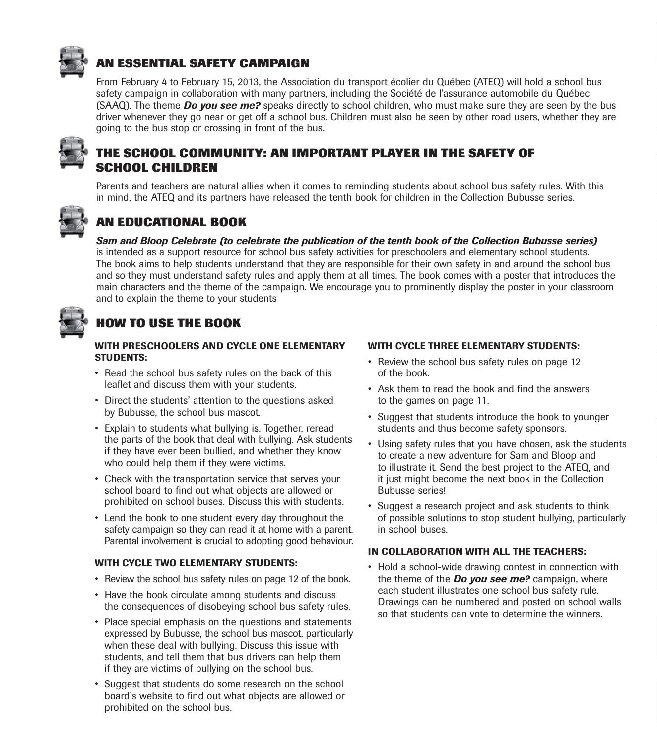## AN ESSENTIAL SAFETY CAMPAIGN

From February 4 to February 15, 2013, the Association du transport écolier du Québec (ATEQ) will hold a school bus safety campaign in collaboration with many partners, including the Société de l'assurance automobile du Québec (SAAQ). The theme ***Do you see me?*** speaks directly to school children, who must make sure they are seen by the bus driver whenever they go near or get off a school bus. Children must also be seen by other road users, whether they are going to the bus stop or crossing in front of the bus.

## THE SCHOOL COMMUNITY: AN IMPORTANT PLAYER IN THE SAFETY OF SCHOOL CHILDREN

Parents and teachers are natural allies when it comes to reminding students about school bus safety rules. With this in mind, the ATEQ and its partners have released the tenth book for children in the Collection Bubusse series.

## AN EDUCATIONAL BOOK

***Sam and Bloop Celebrate (to celebrate the publication of the tenth book of the Collection Bubusse series)*** is intended as a support resource for school bus safety activities for preschoolers and elementary school students. The book aims to help students understand that they are responsible for their own safety in and around the school bus and so they must understand safety rules and apply them at all times. The book comes with a poster that introduces the main characters and the theme of the campaign. We encourage you to prominently display the poster in your classroom and to explain the theme to your students

## HOW TO USE THE BOOK

### WITH PRESCHOOLERS AND CYCLE ONE ELEMENTARY STUDENTS:

- Read the school bus safety rules on the back of this leaflet and discuss them with your students.
- Direct the students' attention to the questions asked by Bubusse, the school bus mascot.
- Explain to students what bullying is. Together, reread the parts of the book that deal with bullying. Ask students if they have ever been bullied, and whether they know who could help them if they were victims.
- Check with the transportation service that serves your school board to find out what objects are allowed or prohibited on school buses. Discuss this with students.
- Lend the book to one student every day throughout the safety campaign so they can read it at home with a parent. Parental involvement is crucial to adopting good behaviour.

### WITH CYCLE TWO ELEMENTARY STUDENTS:

- Review the school bus safety rules on page 12 of the book.
- Have the book circulate among students and discuss the consequences of disobeying school bus safety rules.
- Place special emphasis on the questions and statements expressed by Bubusse, the school bus mascot, particularly when these deal with bullying. Discuss this issue with students, and tell them that bus drivers can help them if they are victims of bullying on the school bus.
- Suggest that students do some research on the school board's website to find out what objects are allowed or prohibited on the school bus.

### WITH CYCLE THREE ELEMENTARY STUDENTS:

- Review the school bus safety rules on page 12 of the book.
- Ask them to read the book and find the answers to the games on page 11.
- Suggest that students introduce the book to younger students and thus become safety sponsors.
- Using safety rules that you have chosen, ask the students to create a new adventure for Sam and Bloop and to illustrate it. Send the best project to the ATEQ, and it just might become the next book in the Collection Bubusse series!
- Suggest a research project and ask students to think of possible solutions to stop student bullying, particularly in school buses.

### IN COLLABORATION WITH ALL THE TEACHERS:

- Hold a school-wide drawing contest in connection with the theme of the ***Do you see me?*** campaign, where each student illustrates one school bus safety rule. Drawings can be numbered and posted on school walls so that students can vote to determine the winners.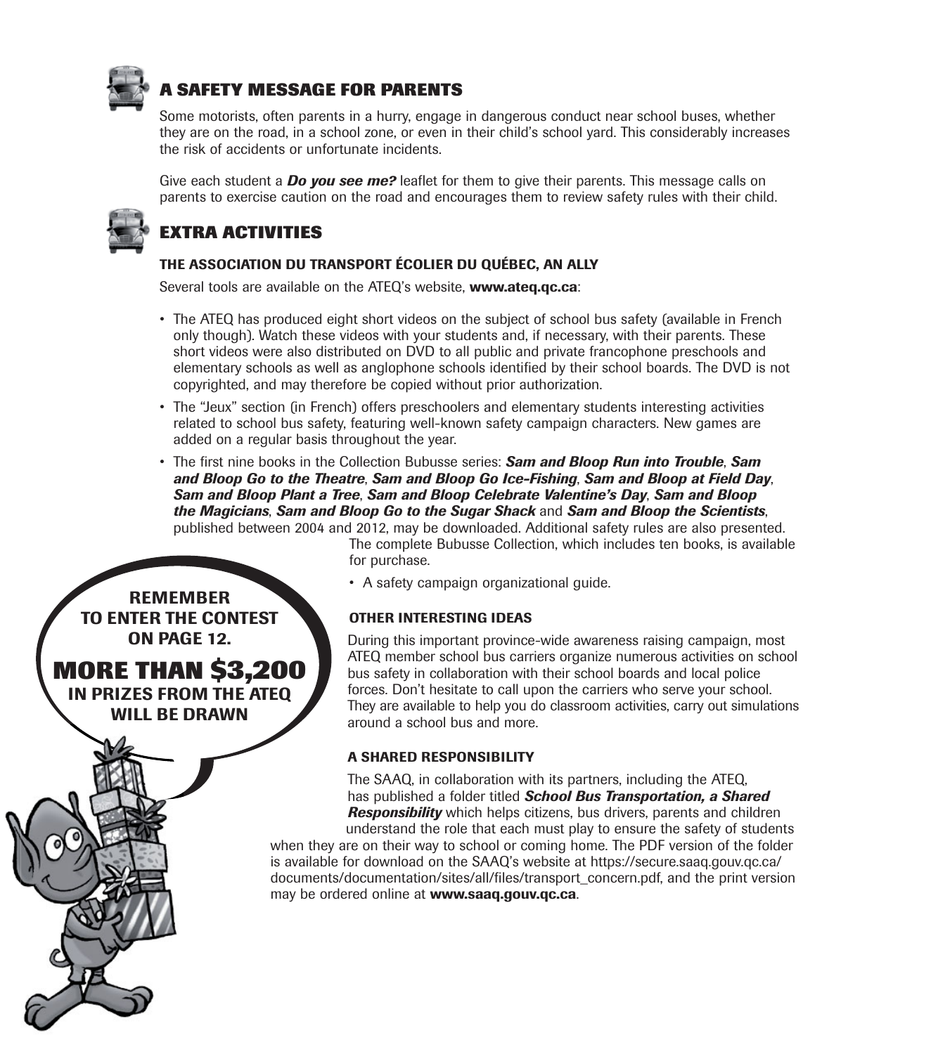## A SAFETY MESSAGE FOR PARENTS

Some motorists, often parents in a hurry, engage in dangerous conduct near school buses, whether they are on the road, in a school zone, or even in their child's school yard. This considerably increases the risk of accidents or unfortunate incidents.

Give each student a ***Do you see me?*** leaflet for them to give their parents. This message calls on parents to exercise caution on the road and encourages them to review safety rules with their child.

## EXTRA ACTIVITIES

### THE ASSOCIATION DU TRANSPORT ÉCOLIER DU QUÉBEC, AN ALLY

Several tools are available on the ATEQ's website, **www.ateq.qc.ca**:

- The ATEQ has produced eight short videos on the subject of school bus safety (available in French only though). Watch these videos with your students and, if necessary, with their parents. These short videos were also distributed on DVD to all public and private francophone preschools and elementary schools as well as anglophone schools identified by their school boards. The DVD is not copyrighted, and may therefore be copied without prior authorization.
- The "Jeux" section (in French) offers preschoolers and elementary students interesting activities related to school bus safety, featuring well-known safety campaign characters. New games are added on a regular basis throughout the year.
- The first nine books in the Collection Bubusse series: ***Sam and Bloop Run into Trouble***, ***Sam and Bloop Go to the Theatre***, ***Sam and Bloop Go Ice-Fishing***, ***Sam and Bloop at Field Day***, ***Sam and Bloop Plant a Tree***, ***Sam and Bloop Celebrate Valentine's Day***, ***Sam and Bloop the Magicians***, ***Sam and Bloop Go to the Sugar Shack*** and ***Sam and Bloop the Scientists***, published between 2004 and 2012, may be downloaded. Additional safety rules are also presented. The complete Bubusse Collection, which includes ten books, is available for purchase.
- A safety campaign organizational guide.

**REMEMBER TO ENTER THE CONTEST ON PAGE 12.**

**MORE THAN $3,200 IN PRIZES FROM THE ATEQ WILL BE DRAWN**

### OTHER INTERESTING IDEAS

During this important province-wide awareness raising campaign, most ATEQ member school bus carriers organize numerous activities on school bus safety in collaboration with their school boards and local police forces. Don't hesitate to call upon the carriers who serve your school. They are available to help you do classroom activities, carry out simulations around a school bus and more.

### A SHARED RESPONSIBILITY

The SAAQ, in collaboration with its partners, including the ATEQ, has published a folder titled ***School Bus Transportation, a Shared Responsibility*** which helps citizens, bus drivers, parents and children understand the role that each must play to ensure the safety of students when they are on their way to school or coming home. The PDF version of the folder is available for download on the SAAQ's website at https://secure.saaq.gouv.qc.ca/documents/documentation/sites/all/files/transport_concern.pdf, and the print version may be ordered online at **www.saaq.gouv.qc.ca**.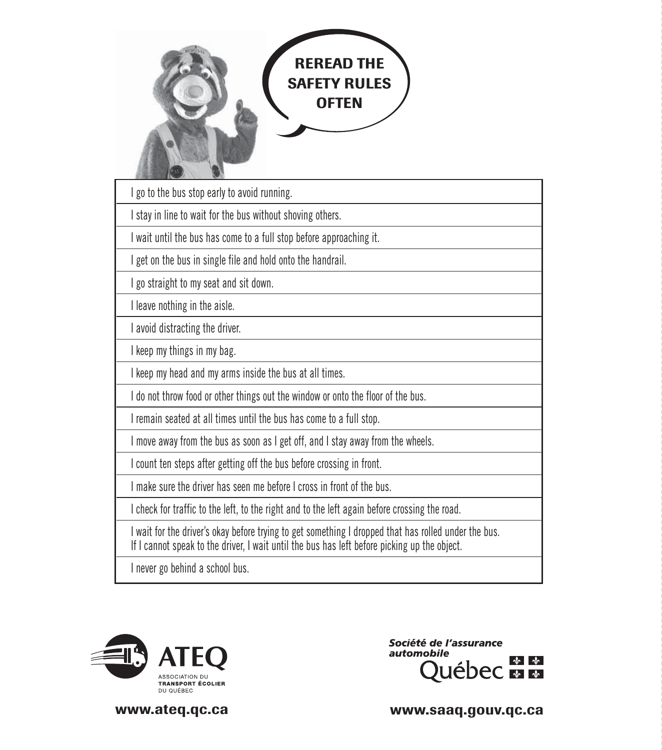**REREAD THE SAFETY RULES OFTEN**

| |
|---|
| I go to the bus stop early to avoid running. |
| I stay in line to wait for the bus without shoving others. |
| I wait until the bus has come to a full stop before approaching it. |
| I get on the bus in single file and hold onto the handrail. |
| I go straight to my seat and sit down. |
| I leave nothing in the aisle. |
| I avoid distracting the driver. |
| I keep my things in my bag. |
| I keep my head and my arms inside the bus at all times. |
| I do not throw food or other things out the window or onto the floor of the bus. |
| I remain seated at all times until the bus has come to a full stop. |
| I move away from the bus as soon as I get off, and I stay away from the wheels. |
| I count ten steps after getting off the bus before crossing in front. |
| I make sure the driver has seen me before I cross in front of the bus. |
| I check for traffic to the left, to the right and to the left again before crossing the road. |
| I wait for the driver's okay before trying to get something I dropped that has rolled under the bus. If I cannot speak to the driver, I wait until the bus has left before picking up the object. |
| I never go behind a school bus. |

ATEQ
ASSOCIATION DU TRANSPORT ÉCOLIER DU QUÉBEC

www.ateq.qc.ca

Société de l'assurance automobile Québec

www.saaq.gouv.qc.ca